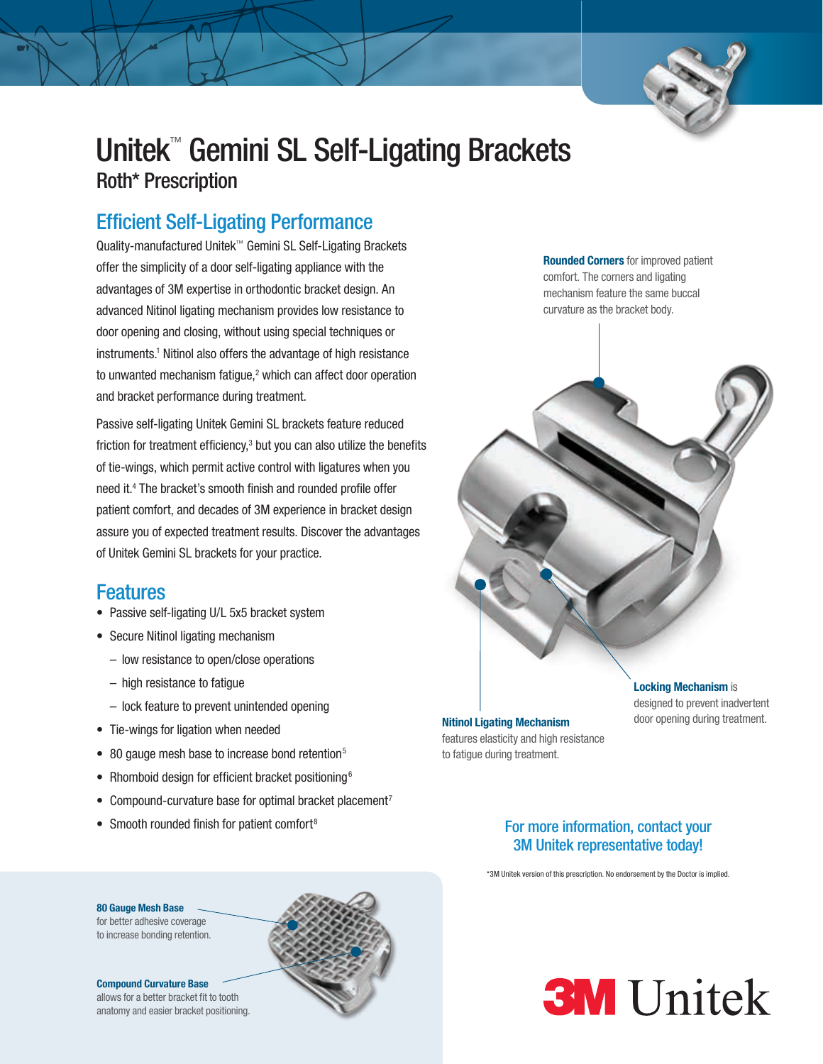# Unitek™ Gemini SL Self-Ligating Brackets

## Roth* Prescription

## Efficient Self-Ligating Performance

Quality-manufactured Unitek™ Gemini SL Self-Ligating Brackets offer the simplicity of a door self-ligating appliance with the advantages of 3M expertise in orthodontic bracket design. An advanced Nitinol ligating mechanism provides low resistance to door opening and closing, without using special techniques or instruments.[1] Nitinol also offers the advantage of high resistance to unwanted mechanism fatigue,[2] which can affect door operation and bracket performance during treatment.

Passive self-ligating Unitek Gemini SL brackets feature reduced friction for treatment efficiency,[3] but you can also utilize the benefits of tie-wings, which permit active control with ligatures when you need it.[4] The bracket's smooth finish and rounded profile offer patient comfort, and decades of 3M experience in bracket design assure you of expected treatment results. Discover the advantages of Unitek Gemini SL brackets for your practice.

## Features

- Passive self-ligating U/L 5x5 bracket system
- Secure Nitinol ligating mechanism
  - low resistance to open/close operations
  - high resistance to fatigue
  - lock feature to prevent unintended opening
- Tie-wings for ligation when needed
- 80 gauge mesh base to increase bond retention[5]
- Rhomboid design for efficient bracket positioning[6]
- Compound-curvature base for optimal bracket placement[7]
- Smooth rounded finish for patient comfort[8]

**Rounded Corners** for improved patient comfort. The corners and ligating mechanism feature the same buccal curvature as the bracket body.

**Nitinol Ligating Mechanism** features elasticity and high resistance to fatigue during treatment.

**Locking Mechanism** is designed to prevent inadvertent door opening during treatment.

**80 Gauge Mesh Base** for better adhesive coverage to increase bonding retention.

**Compound Curvature Base** allows for a better bracket fit to tooth anatomy and easier bracket positioning.

For more information, contact your 3M Unitek representative today!

*3M Unitek version of this prescription. No endorsement by the Doctor is implied.

3M Unitek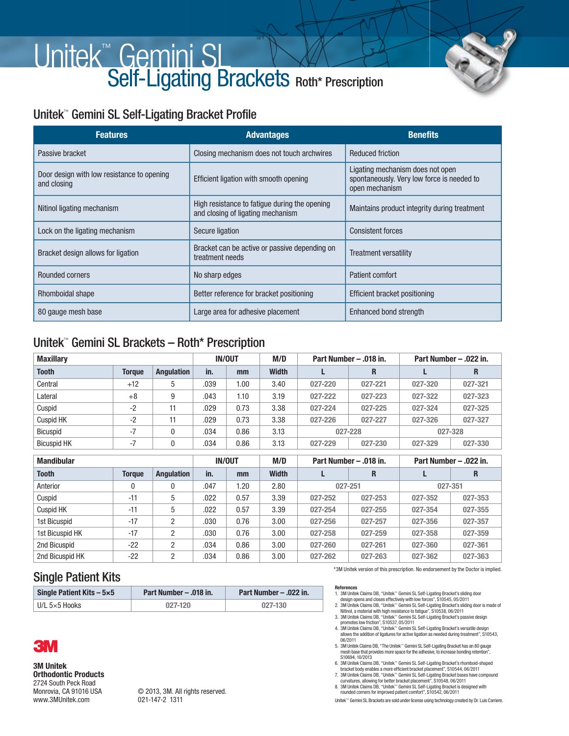# Unitek™ Gemini SL
## Self-Ligating Brackets Roth* Prescription

### Unitek™ Gemini SL Self-Ligating Bracket Profile

| Features | Advantages | Benefits |
|---|---|---|
| Passive bracket | Closing mechanism does not touch archwires | Reduced friction |
| Door design with low resistance to opening and closing | Efficient ligation with smooth opening | Ligating mechanism does not open spontaneously. Very low force is needed to open mechanism |
| Nitinol ligating mechanism | High resistance to fatigue during the opening and closing of ligating mechanism | Maintains product integrity during treatment |
| Lock on the ligating mechanism | Secure ligation | Consistent forces |
| Bracket design allows for ligation | Bracket can be active or passive depending on treatment needs | Treatment versatility |
| Rounded corners | No sharp edges | Patient comfort |
| Rhomboidal shape | Better reference for bracket positioning | Efficient bracket positioning |
| 80 gauge mesh base | Large area for adhesive placement | Enhanced bond strength |

### Unitek™ Gemini SL Brackets – Roth* Prescription

| Maxillary | | | IN/OUT | | M/D | Part Number – .018 in. | | Part Number – .022 in. | |
|---|---|---|---|---|---|---|---|---|---|
| **Tooth** | **Torque** | **Angulation** | **in.** | **mm** | **Width** | **L** | **R** | **L** | **R** |
| Central | +12 | 5 | .039 | 1.00 | 3.40 | 027-220 | 027-221 | 027-320 | 027-321 |
| Lateral | +8 | 9 | .043 | 1.10 | 3.19 | 027-222 | 027-223 | 027-322 | 027-323 |
| Cuspid | -2 | 11 | .029 | 0.73 | 3.38 | 027-224 | 027-225 | 027-324 | 027-325 |
| Cuspid HK | -2 | 11 | .029 | 0.73 | 3.38 | 027-226 | 027-227 | 027-326 | 027-327 |
| Bicuspid | -7 | 0 | .034 | 0.86 | 3.13 | 027-228 | | 027-328 | |
| Bicuspid HK | -7 | 0 | .034 | 0.86 | 3.13 | 027-229 | 027-230 | 027-329 | 027-330 |

| Mandibular | | | IN/OUT | | M/D | Part Number – .018 in. | | Part Number – .022 in. | |
|---|---|---|---|---|---|---|---|---|---|
| **Tooth** | **Torque** | **Angulation** | **in.** | **mm** | **Width** | **L** | **R** | **L** | **R** |
| Anterior | 0 | 0 | .047 | 1.20 | 2.80 | 027-251 | | 027-351 | |
| Cuspid | -11 | 5 | .022 | 0.57 | 3.39 | 027-252 | 027-253 | 027-352 | 027-353 |
| Cuspid HK | -11 | 5 | .022 | 0.57 | 3.39 | 027-254 | 027-255 | 027-354 | 027-355 |
| 1st Bicuspid | -17 | 2 | .030 | 0.76 | 3.00 | 027-256 | 027-257 | 027-356 | 027-357 |
| 1st Bicuspid HK | -17 | 2 | .030 | 0.76 | 3.00 | 027-258 | 027-259 | 027-358 | 027-359 |
| 2nd Bicuspid | -22 | 2 | .034 | 0.86 | 3.00 | 027-260 | 027-261 | 027-360 | 027-361 |
| 2nd Bicuspid HK | -22 | 2 | .034 | 0.86 | 3.00 | 027-262 | 027-263 | 027-362 | 027-363 |

*3M Unitek version of this prescription. No endorsement by the Doctor is implied.

### Single Patient Kits

| Single Patient Kits – 5×5 | Part Number – .018 in. | Part Number – .022 in. |
|---|---|---|
| U/L 5×5 Hooks | 027-120 | 027-130 |

**References**

1. 3M Unitek Claims DB, "Unitek™ Gemini SL Self-Ligating Bracket's sliding door design opens and closes effectively with low forces", S10545, 05/2011
2. 3M Unitek Claims DB, "Unitek™ Gemini SL Self-Ligating Bracket's sliding door is made of Nitinol, a material with high resistance to fatigue", S10538, 06/2011
3. 3M Unitek Claims DB, "Unitek™ Gemini SL Self-Ligating Bracket's passive design promotes low friction", S10537, 05/2011
4. 3M Unitek Claims DB, "Unitek™ Gemini SL Self-Ligating Bracket's versatile design allows the addition of ligatures for active ligation as needed during treatment", S10543, 06/2011
5. 3M Unitek Claims DB, "The Unitek™ Gemini SL Self-Ligating Bracket has an 80 gauge mesh base that provides more space for the adhesive, to increase bonding retention", S10694, 10/2013
6. 3M Unitek Claims DB, "Unitek™ Gemini SL Self-Ligating Bracket's rhomboid-shaped bracket body enables a more efficient bracket placement", S10544, 06/2011
7. 3M Unitek Claims DB, "Unitek™ Gemini SL Self-Ligating Bracket bases have compound curvatures, allowing for better bracket placement", S10548, 06/2011
8. 3M Unitek Claims DB, "Unitek™ Gemini SL Self-Ligating Bracket is designed with rounded corners for improved patient comfort", S10542, 06/2011

Unitek™ Gemini SL Brackets are sold under license using technology created by Dr. Luis Carriere.

3M

**3M Unitek**
**Orthodontic Products**
2724 South Peck Road
Monrovia, CA 91016 USA
www.3MUnitek.com

© 2013, 3M. All rights reserved.
021-147-2 1311